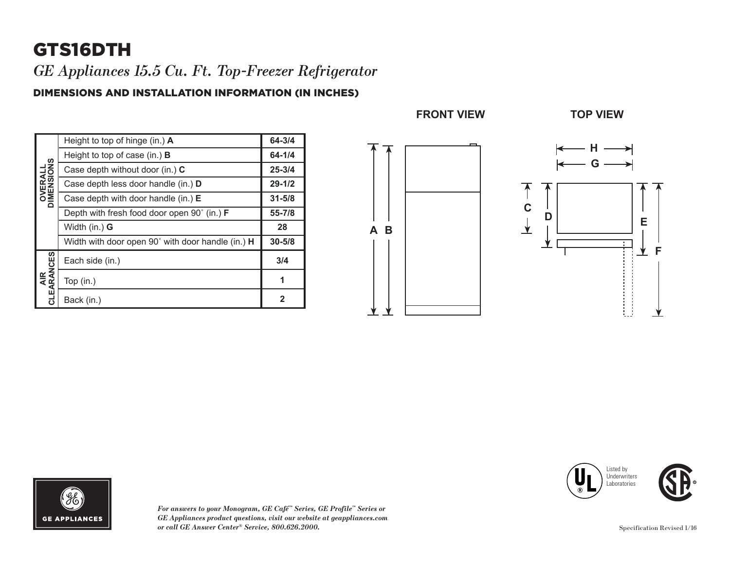# GTS16DTH

*GE Appliances 15.5 Cu. Ft. Top-Freezer Refrigerator*

## DIMENSIONS AND INSTALLATION INFORMATION (IN INCHES)

| | | |
|---|---|---|
| OVERALL DIMENSIONS | Height to top of hinge (in.) **A** | **64-3/4** |
| | Height to top of case (in.) **B** | **64-1/4** |
| | Case depth without door (in.) **C** | **25-3/4** |
| | Case depth less door handle (in.) **D** | **29-1/2** |
| | Case depth with door handle (in.) **E** | **31-5/8** |
| | Depth with fresh food door open 90˚ (in.) **F** | **55-7/8** |
| | Width (in.) **G** | **28** |
| | Width with door open 90˚ with door handle (in.) **H** | **30-5/8** |
| AIR CLEARANCES | Each side (in.) | **3/4** |
| | Top (in.) | **1** |
| | Back (in.) | **2** |

**FRONT VIEW**

**TOP VIEW**

*For answers to your Monogram, GE Café™ Series, GE Profile™ Series or GE Appliances product questions, visit our website at geappliances.com or call GE Answer Center® Service, 800.626.2000.*

Listed by Underwriters Laboratories

Specification Revised 1/16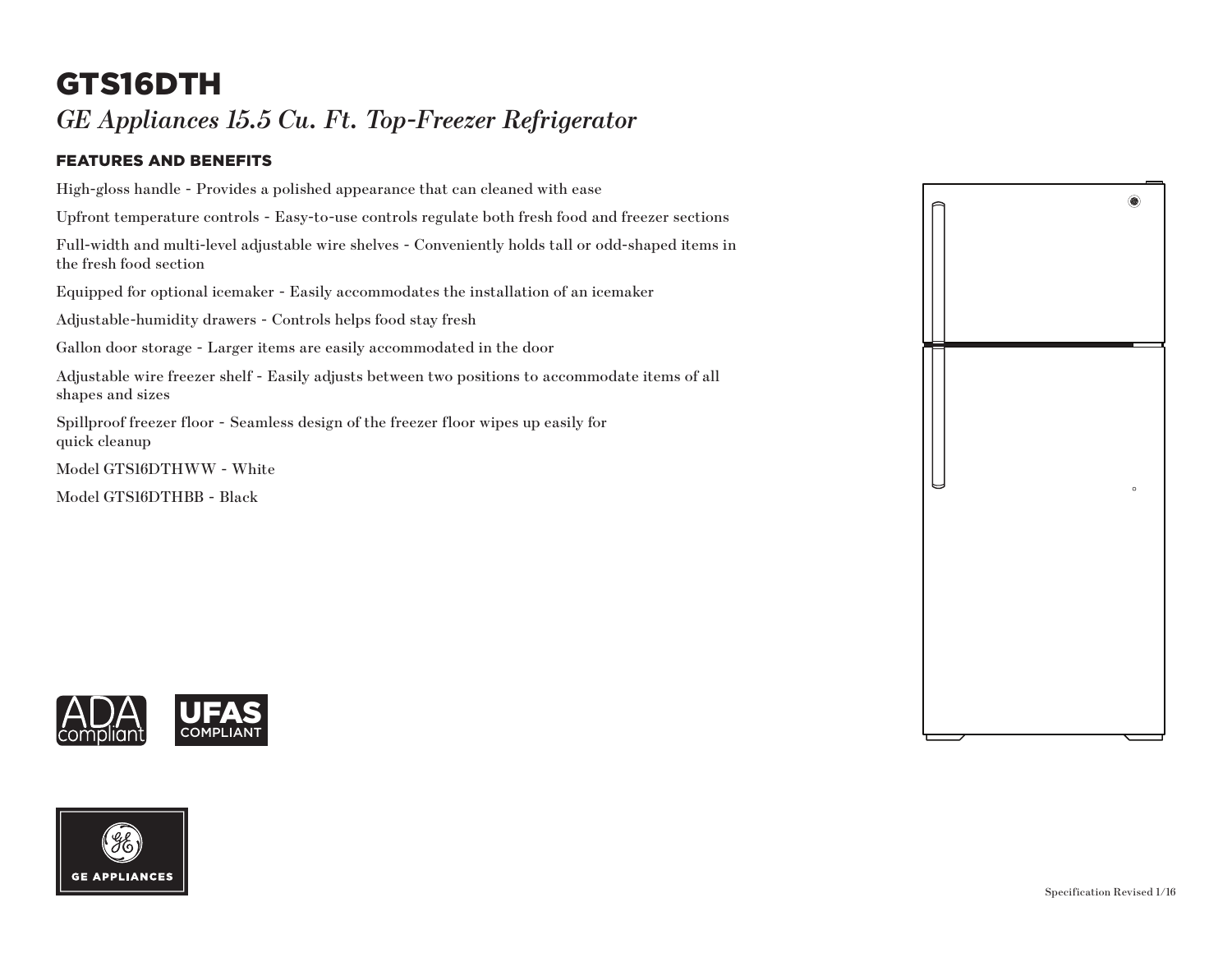# GTS16DTH

*GE Appliances 15.5 Cu. Ft. Top-Freezer Refrigerator*

## FEATURES AND BENEFITS

High-gloss handle - Provides a polished appearance that can cleaned with ease

Upfront temperature controls - Easy-to-use controls regulate both fresh food and freezer sections

Full-width and multi-level adjustable wire shelves - Conveniently holds tall or odd-shaped items in the fresh food section

Equipped for optional icemaker - Easily accommodates the installation of an icemaker

Adjustable-humidity drawers - Controls helps food stay fresh

Gallon door storage - Larger items are easily accommodated in the door

Adjustable wire freezer shelf - Easily adjusts between two positions to accommodate items of all shapes and sizes

Spillproof freezer floor - Seamless design of the freezer floor wipes up easily for quick cleanup

Model GTS16DTHWW - White

Model GTS16DTHBB - Black

ADA compliant

UFAS COMPLIANT

GE APPLIANCES

Specification Revised 1/16